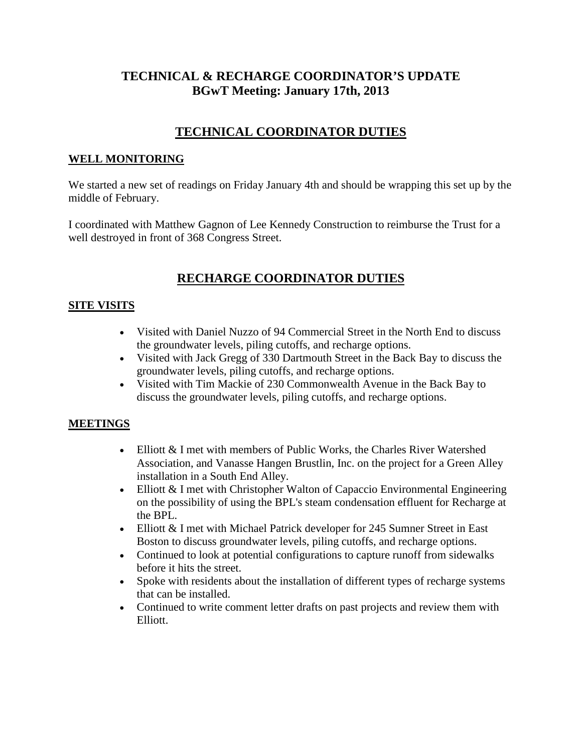# TECHNICAL & RECHARGE COORDINATOR'S UPDATE
# BGwT Meeting: January 17th, 2013

## TECHNICAL COORDINATOR DUTIES

### WELL MONITORING

We started a new set of readings on Friday January 4th and should be wrapping this set up by the middle of February.

I coordinated with Matthew Gagnon of Lee Kennedy Construction to reimburse the Trust for a well destroyed in front of 368 Congress Street.

## RECHARGE COORDINATOR DUTIES

### SITE VISITS

- Visited with Daniel Nuzzo of 94 Commercial Street in the North End to discuss the groundwater levels, piling cutoffs, and recharge options.
- Visited with Jack Gregg of 330 Dartmouth Street in the Back Bay to discuss the groundwater levels, piling cutoffs, and recharge options.
- Visited with Tim Mackie of 230 Commonwealth Avenue in the Back Bay to discuss the groundwater levels, piling cutoffs, and recharge options.

### MEETINGS

- Elliott & I met with members of Public Works, the Charles River Watershed Association, and Vanasse Hangen Brustlin, Inc. on the project for a Green Alley installation in a South End Alley.
- Elliott & I met with Christopher Walton of Capaccio Environmental Engineering on the possibility of using the BPL's steam condensation effluent for Recharge at the BPL.
- Elliott & I met with Michael Patrick developer for 245 Sumner Street in East Boston to discuss groundwater levels, piling cutoffs, and recharge options.
- Continued to look at potential configurations to capture runoff from sidewalks before it hits the street.
- Spoke with residents about the installation of different types of recharge systems that can be installed.
- Continued to write comment letter drafts on past projects and review them with Elliott.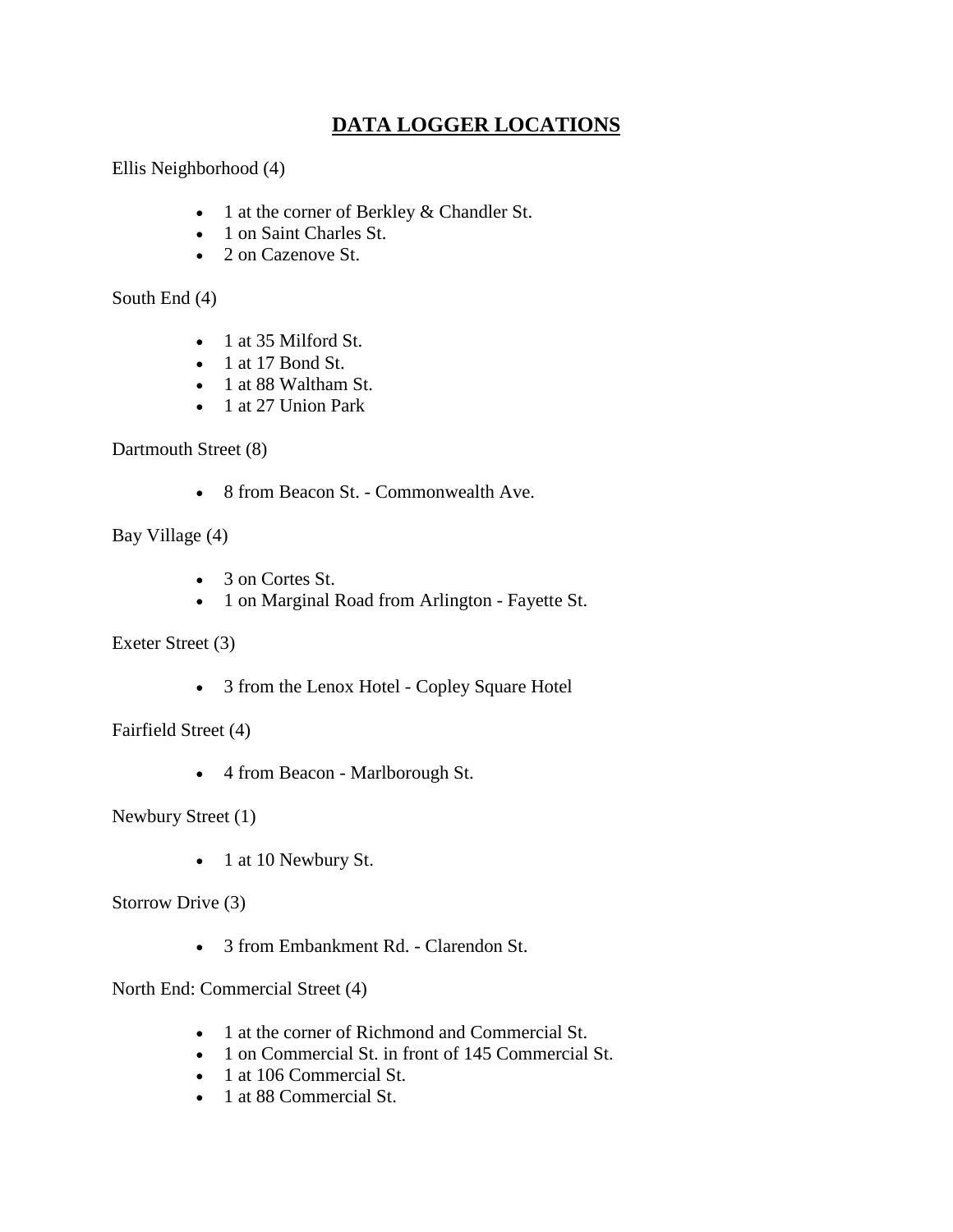# DATA LOGGER LOCATIONS

Ellis Neighborhood (4)

- 1 at the corner of Berkley & Chandler St.
- 1 on Saint Charles St.
- 2 on Cazenove St.

South End (4)

- 1 at 35 Milford St.
- 1 at 17 Bond St.
- 1 at 88 Waltham St.
- 1 at 27 Union Park

Dartmouth Street (8)

- 8 from Beacon St. - Commonwealth Ave.

Bay Village (4)

- 3 on Cortes St.
- 1 on Marginal Road from Arlington - Fayette St.

Exeter Street (3)

- 3 from the Lenox Hotel - Copley Square Hotel

Fairfield Street (4)

- 4 from Beacon - Marlborough St.

Newbury Street (1)

- 1 at 10 Newbury St.

Storrow Drive (3)

- 3 from Embankment Rd. - Clarendon St.

North End: Commercial Street (4)

- 1 at the corner of Richmond and Commercial St.
- 1 on Commercial St. in front of 145 Commercial St.
- 1 at 106 Commercial St.
- 1 at 88 Commercial St.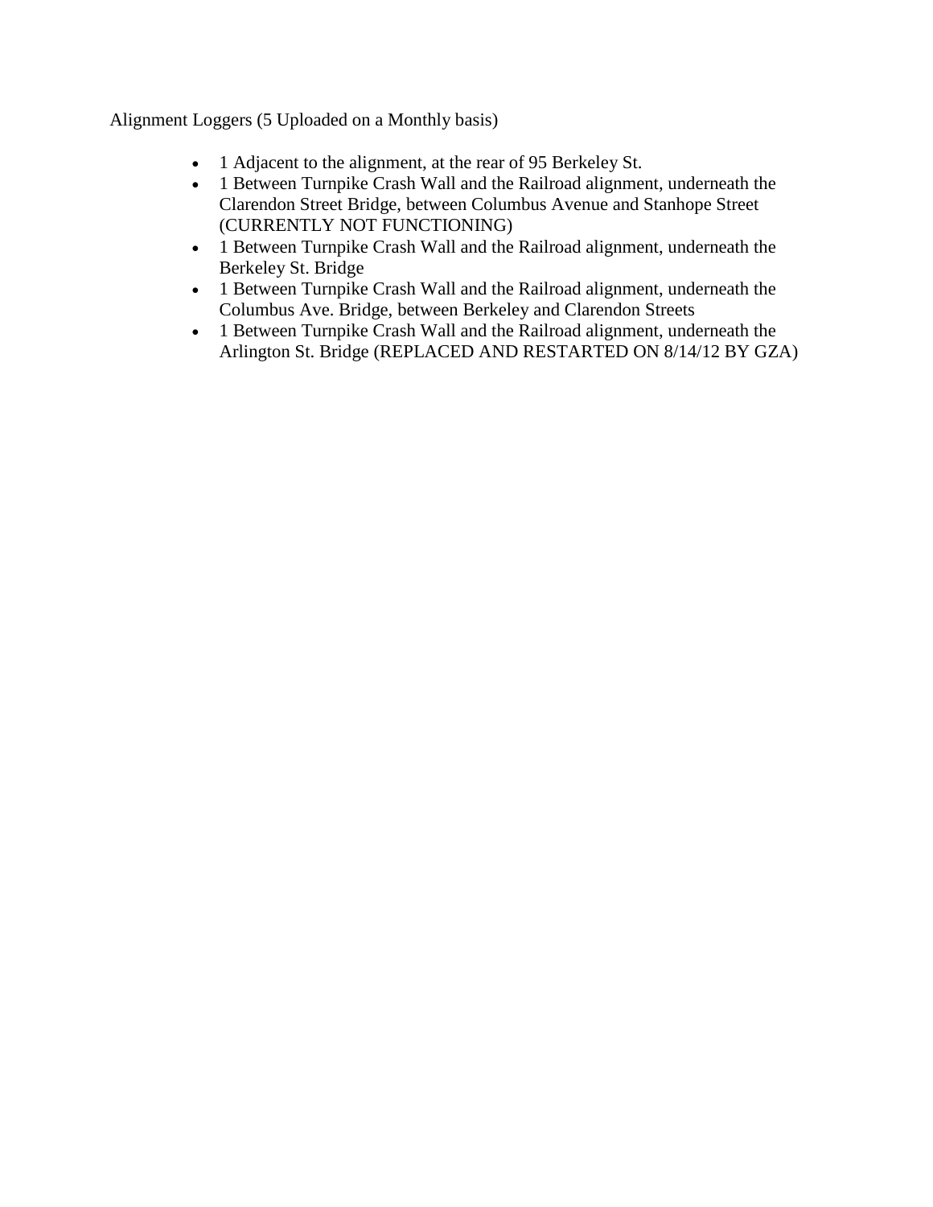Alignment Loggers (5 Uploaded on a Monthly basis)

- 1 Adjacent to the alignment, at the rear of 95 Berkeley St.
- 1 Between Turnpike Crash Wall and the Railroad alignment, underneath the Clarendon Street Bridge, between Columbus Avenue and Stanhope Street (CURRENTLY NOT FUNCTIONING)
- 1 Between Turnpike Crash Wall and the Railroad alignment, underneath the Berkeley St. Bridge
- 1 Between Turnpike Crash Wall and the Railroad alignment, underneath the Columbus Ave. Bridge, between Berkeley and Clarendon Streets
- 1 Between Turnpike Crash Wall and the Railroad alignment, underneath the Arlington St. Bridge (REPLACED AND RESTARTED ON 8/14/12 BY GZA)